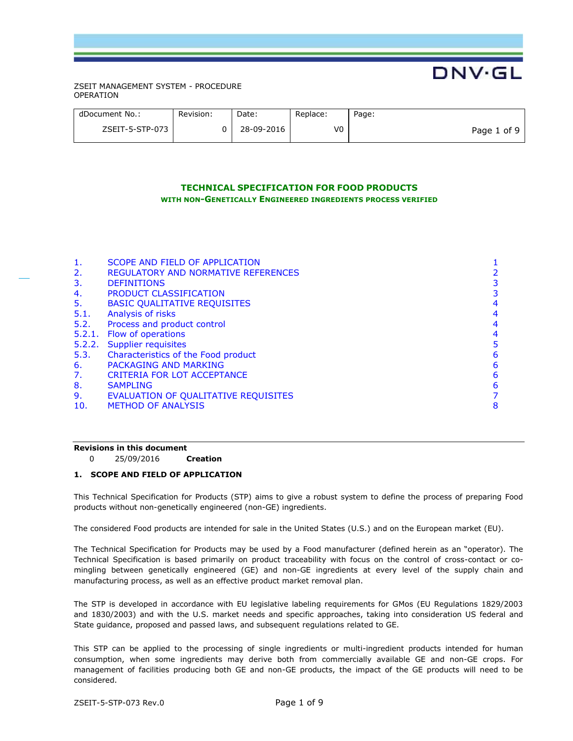ZSEIT MANAGEMENT SYSTEM - PROCEDURE
OPERATION

| dDocument No.: | Revision: | Date: | Replace: | Page: |
| --- | --- | --- | --- | --- |
| ZSEIT-5-STP-073 | 0 | 28-09-2016 | V0 | Page 1 of 9 |

# TECHNICAL SPECIFICATION FOR FOOD PRODUCTS

## WITH NON-GENETICALLY ENGINEERED INGREDIENTS PROCESS VERIFIED

| | | |
| --- | --- | --- |
| 1. | SCOPE AND FIELD OF APPLICATION | 1 |
| 2. | REGULATORY AND NORMATIVE REFERENCES | 2 |
| 3. | DEFINITIONS | 3 |
| 4. | PRODUCT CLASSIFICATION | 3 |
| 5. | BASIC QUALITATIVE REQUISITES | 4 |
| 5.1. | Analysis of risks | 4 |
| 5.2. | Process and product control | 4 |
| 5.2.1. | Flow of operations | 4 |
| 5.2.2. | Supplier requisites | 5 |
| 5.3. | Characteristics of the Food product | 6 |
| 6. | PACKAGING AND MARKING | 6 |
| 7. | CRITERIA FOR LOT ACCEPTANCE | 6 |
| 8. | SAMPLING | 6 |
| 9. | EVALUATION OF QUALITATIVE REQUISITES | 7 |
| 10. | METHOD OF ANALYSIS | 8 |

**Revisions in this document**

0 25/09/2016 **Creation**

### 1. SCOPE AND FIELD OF APPLICATION

This Technical Specification for Products (STP) aims to give a robust system to define the process of preparing Food products without non-genetically engineered (non-GE) ingredients.

The considered Food products are intended for sale in the United States (U.S.) and on the European market (EU).

The Technical Specification for Products may be used by a Food manufacturer (defined herein as an "operator). The Technical Specification is based primarily on product traceability with focus on the control of cross-contact or co-mingling between genetically engineered (GE) and non-GE ingredients at every level of the supply chain and manufacturing process, as well as an effective product market removal plan.

The STP is developed in accordance with EU legislative labeling requirements for GMos (EU Regulations 1829/2003 and 1830/2003) and with the U.S. market needs and specific approaches, taking into consideration US federal and State guidance, proposed and passed laws, and subsequent regulations related to GE.

This STP can be applied to the processing of single ingredients or multi-ingredient products intended for human consumption, when some ingredients may derive both from commercially available GE and non-GE crops. For management of facilities producing both GE and non-GE products, the impact of the GE products will need to be considered.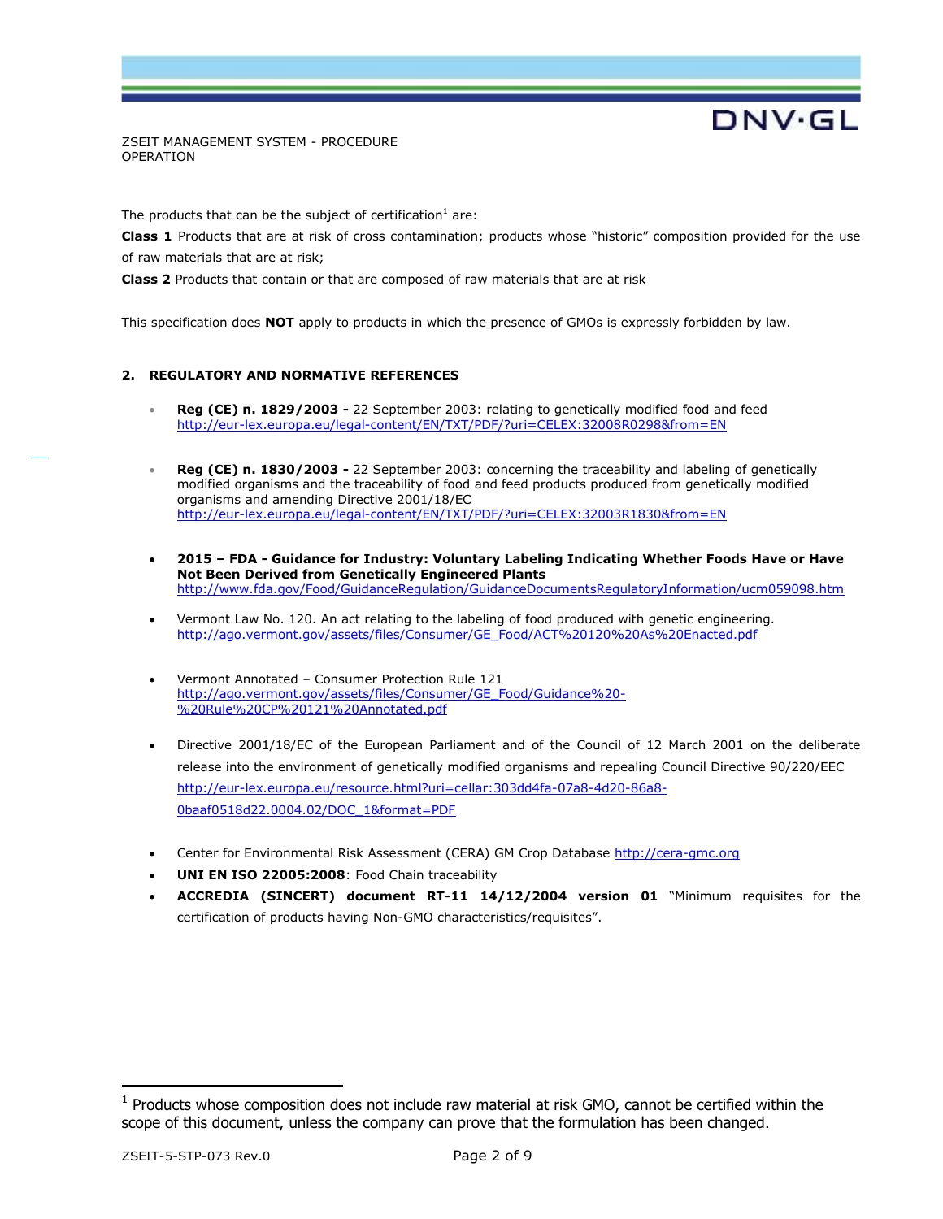The products that can be the subject of certification[1] are:

**Class 1** Products that are at risk of cross contamination; products whose "historic" composition provided for the use of raw materials that are at risk;

**Class 2** Products that contain or that are composed of raw materials that are at risk

This specification does **NOT** apply to products in which the presence of GMOs is expressly forbidden by law.

## 2. REGULATORY AND NORMATIVE REFERENCES

- **Reg (CE) n. 1829/2003 -** 22 September 2003: relating to genetically modified food and feed
  http://eur-lex.europa.eu/legal-content/EN/TXT/PDF/?uri=CELEX:32008R0298&from=EN

- **Reg (CE) n. 1830/2003 -** 22 September 2003: concerning the traceability and labeling of genetically modified organisms and the traceability of food and feed products produced from genetically modified organisms and amending Directive 2001/18/EC
  http://eur-lex.europa.eu/legal-content/EN/TXT/PDF/?uri=CELEX:32003R1830&from=EN

- **2015 – FDA - Guidance for Industry: Voluntary Labeling Indicating Whether Foods Have or Have Not Been Derived from Genetically Engineered Plants**
  http://www.fda.gov/Food/GuidanceRegulation/GuidanceDocumentsRegulatoryInformation/ucm059098.htm

- Vermont Law No. 120. An act relating to the labeling of food produced with genetic engineering.
  http://ago.vermont.gov/assets/files/Consumer/GE_Food/ACT%20120%20As%20Enacted.pdf

- Vermont Annotated – Consumer Protection Rule 121
  http://ago.vermont.gov/assets/files/Consumer/GE_Food/Guidance%20-%20Rule%20CP%20121%20Annotated.pdf

- Directive 2001/18/EC of the European Parliament and of the Council of 12 March 2001 on the deliberate release into the environment of genetically modified organisms and repealing Council Directive 90/220/EEC
  http://eur-lex.europa.eu/resource.html?uri=cellar:303dd4fa-07a8-4d20-86a8-0baaf0518d22.0004.02/DOC_1&format=PDF

- Center for Environmental Risk Assessment (CERA) GM Crop Database http://cera-gmc.org
- **UNI EN ISO 22005:2008**: Food Chain traceability
- **ACCREDIA (SINCERT) document RT-11 14/12/2004 version 01** "Minimum requisites for the certification of products having Non-GMO characteristics/requisites".

---

[1] Products whose composition does not include raw material at risk GMO, cannot be certified within the scope of this document, unless the company can prove that the formulation has been changed.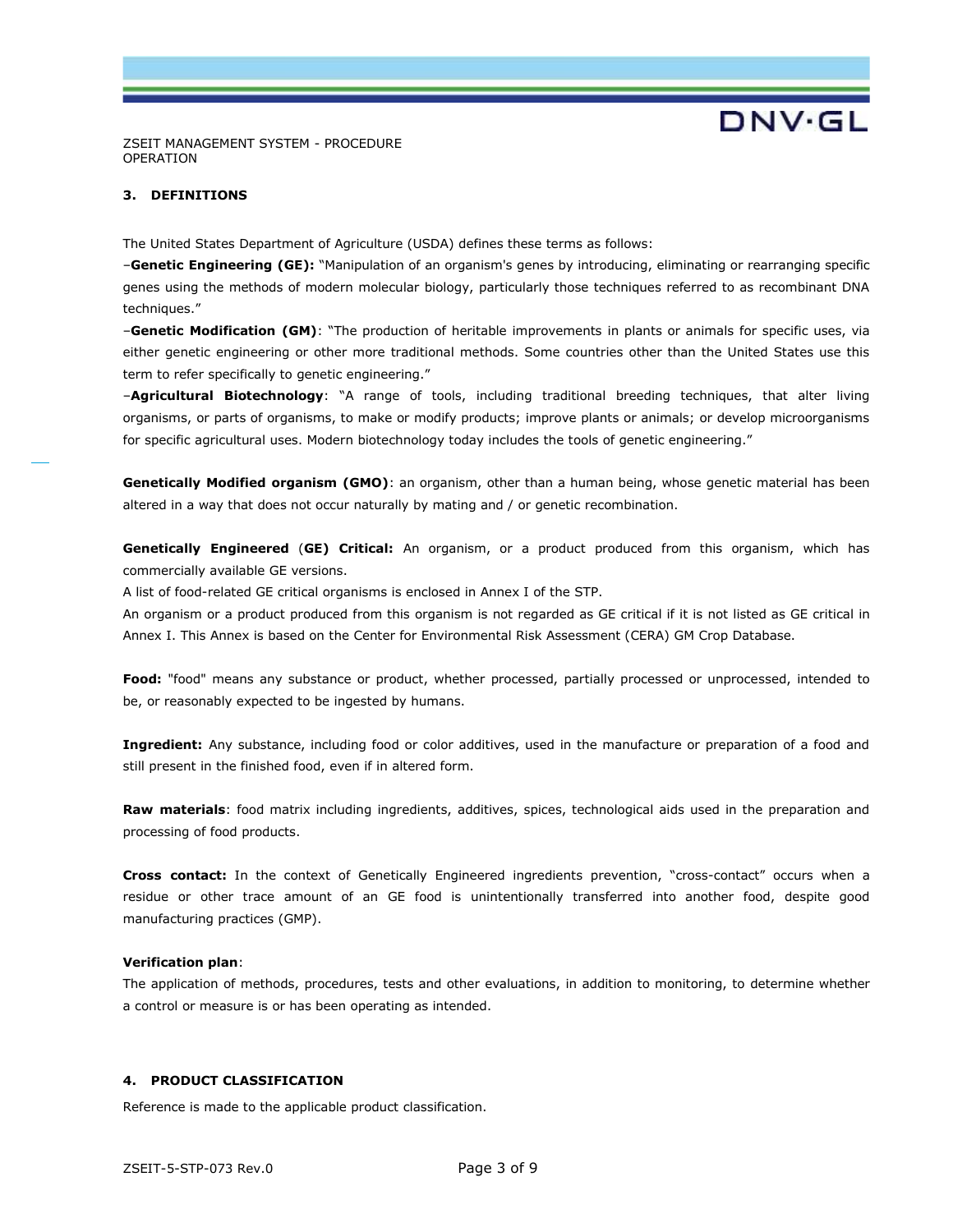## 3. DEFINITIONS

The United States Department of Agriculture (USDA) defines these terms as follows:

–**Genetic Engineering (GE):** "Manipulation of an organism's genes by introducing, eliminating or rearranging specific genes using the methods of modern molecular biology, particularly those techniques referred to as recombinant DNA techniques."

–**Genetic Modification (GM)**: "The production of heritable improvements in plants or animals for specific uses, via either genetic engineering or other more traditional methods. Some countries other than the United States use this term to refer specifically to genetic engineering."

–**Agricultural Biotechnology**: "A range of tools, including traditional breeding techniques, that alter living organisms, or parts of organisms, to make or modify products; improve plants or animals; or develop microorganisms for specific agricultural uses. Modern biotechnology today includes the tools of genetic engineering."

**Genetically Modified organism (GMO)**: an organism, other than a human being, whose genetic material has been altered in a way that does not occur naturally by mating and / or genetic recombination.

**Genetically Engineered** (**GE) Critical:** An organism, or a product produced from this organism, which has commercially available GE versions.

A list of food-related GE critical organisms is enclosed in Annex I of the STP.

An organism or a product produced from this organism is not regarded as GE critical if it is not listed as GE critical in Annex I. This Annex is based on the Center for Environmental Risk Assessment (CERA) GM Crop Database.

**Food:** "food" means any substance or product, whether processed, partially processed or unprocessed, intended to be, or reasonably expected to be ingested by humans.

**Ingredient:** Any substance, including food or color additives, used in the manufacture or preparation of a food and still present in the finished food, even if in altered form.

**Raw materials**: food matrix including ingredients, additives, spices, technological aids used in the preparation and processing of food products.

**Cross contact:** In the context of Genetically Engineered ingredients prevention, "cross-contact" occurs when a residue or other trace amount of an GE food is unintentionally transferred into another food, despite good manufacturing practices (GMP).

**Verification plan**:

The application of methods, procedures, tests and other evaluations, in addition to monitoring, to determine whether a control or measure is or has been operating as intended.

## 4. PRODUCT CLASSIFICATION

Reference is made to the applicable product classification.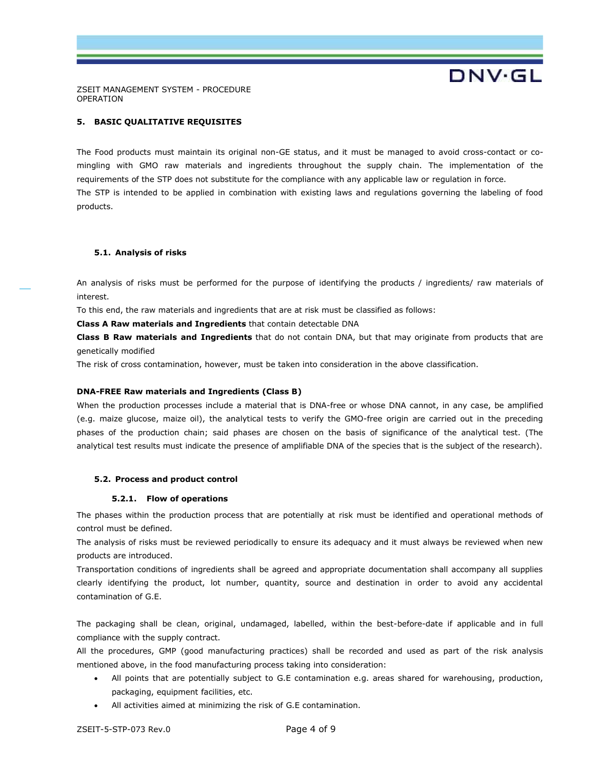## 5. BASIC QUALITATIVE REQUISITES

The Food products must maintain its original non-GE status, and it must be managed to avoid cross-contact or co-mingling with GMO raw materials and ingredients throughout the supply chain. The implementation of the requirements of the STP does not substitute for the compliance with any applicable law or regulation in force.
The STP is intended to be applied in combination with existing laws and regulations governing the labeling of food products.

### 5.1. Analysis of risks

An analysis of risks must be performed for the purpose of identifying the products / ingredients/ raw materials of interest.
To this end, the raw materials and ingredients that are at risk must be classified as follows:
**Class A Raw materials and Ingredients** that contain detectable DNA
**Class B Raw materials and Ingredients** that do not contain DNA, but that may originate from products that are genetically modified
The risk of cross contamination, however, must be taken into consideration in the above classification.

**DNA-FREE Raw materials and Ingredients (Class B)**
When the production processes include a material that is DNA-free or whose DNA cannot, in any case, be amplified (e.g. maize glucose, maize oil), the analytical tests to verify the GMO-free origin are carried out in the preceding phases of the production chain; said phases are chosen on the basis of significance of the analytical test. (The analytical test results must indicate the presence of amplifiable DNA of the species that is the subject of the research).

### 5.2. Process and product control

#### 5.2.1. Flow of operations

The phases within the production process that are potentially at risk must be identified and operational methods of control must be defined.
The analysis of risks must be reviewed periodically to ensure its adequacy and it must always be reviewed when new products are introduced.
Transportation conditions of ingredients shall be agreed and appropriate documentation shall accompany all supplies clearly identifying the product, lot number, quantity, source and destination in order to avoid any accidental contamination of G.E.

The packaging shall be clean, original, undamaged, labelled, within the best-before-date if applicable and in full compliance with the supply contract.
All the procedures, GMP (good manufacturing practices) shall be recorded and used as part of the risk analysis mentioned above, in the food manufacturing process taking into consideration:

- All points that are potentially subject to G.E contamination e.g. areas shared for warehousing, production, packaging, equipment facilities, etc.
- All activities aimed at minimizing the risk of G.E contamination.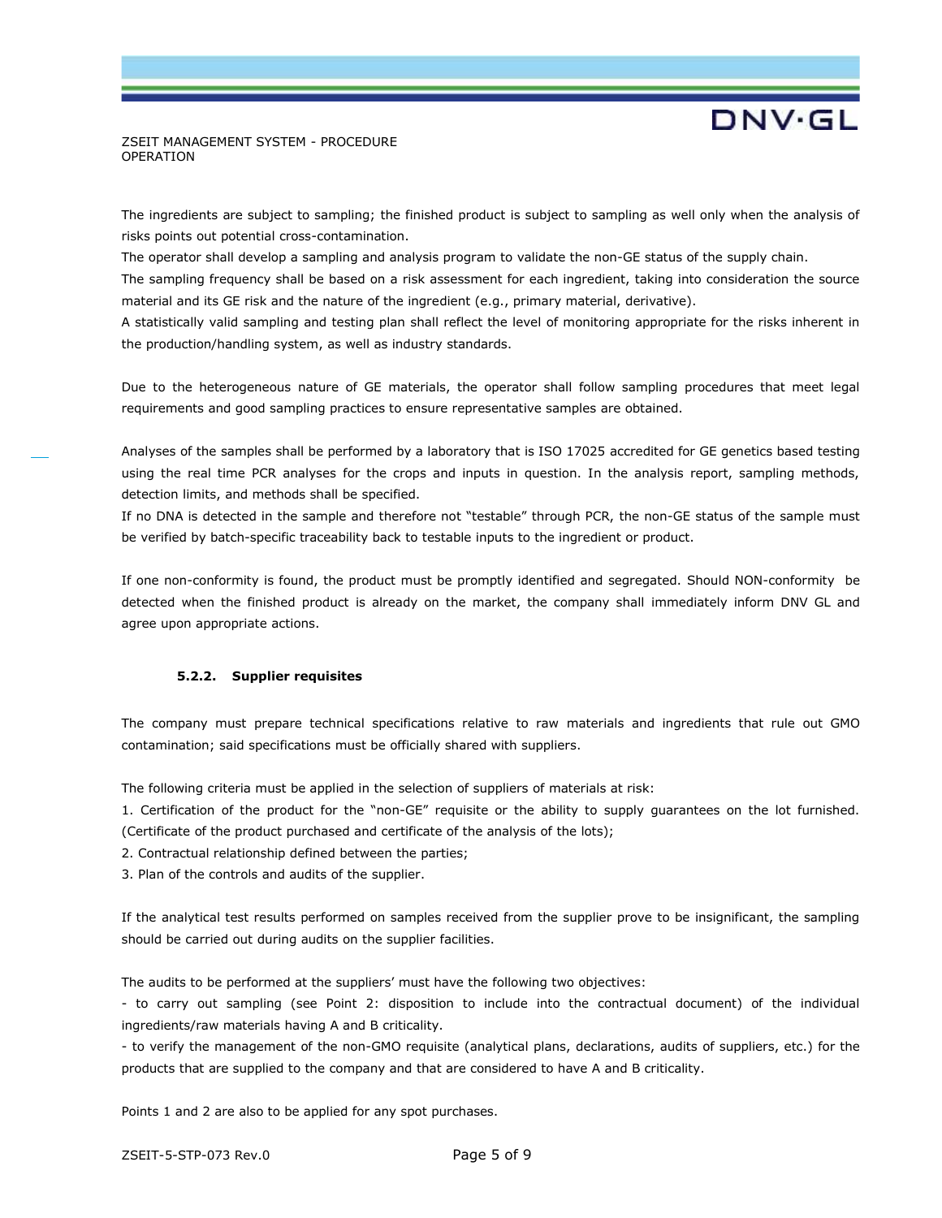The ingredients are subject to sampling; the finished product is subject to sampling as well only when the analysis of risks points out potential cross-contamination.
The operator shall develop a sampling and analysis program to validate the non-GE status of the supply chain.
The sampling frequency shall be based on a risk assessment for each ingredient, taking into consideration the source material and its GE risk and the nature of the ingredient (e.g., primary material, derivative).
A statistically valid sampling and testing plan shall reflect the level of monitoring appropriate for the risks inherent in the production/handling system, as well as industry standards.

Due to the heterogeneous nature of GE materials, the operator shall follow sampling procedures that meet legal requirements and good sampling practices to ensure representative samples are obtained.

Analyses of the samples shall be performed by a laboratory that is ISO 17025 accredited for GE genetics based testing using the real time PCR analyses for the crops and inputs in question. In the analysis report, sampling methods, detection limits, and methods shall be specified.
If no DNA is detected in the sample and therefore not "testable" through PCR, the non-GE status of the sample must be verified by batch-specific traceability back to testable inputs to the ingredient or product.

If one non-conformity is found, the product must be promptly identified and segregated. Should NON-conformity be detected when the finished product is already on the market, the company shall immediately inform DNV GL and agree upon appropriate actions.

### 5.2.2. Supplier requisites

The company must prepare technical specifications relative to raw materials and ingredients that rule out GMO contamination; said specifications must be officially shared with suppliers.

The following criteria must be applied in the selection of suppliers of materials at risk:
1. Certification of the product for the "non-GE" requisite or the ability to supply guarantees on the lot furnished. (Certificate of the product purchased and certificate of the analysis of the lots);
2. Contractual relationship defined between the parties;
3. Plan of the controls and audits of the supplier.

If the analytical test results performed on samples received from the supplier prove to be insignificant, the sampling should be carried out during audits on the supplier facilities.

The audits to be performed at the suppliers' must have the following two objectives:
- to carry out sampling (see Point 2: disposition to include into the contractual document) of the individual ingredients/raw materials having A and B criticality.
- to verify the management of the non-GMO requisite (analytical plans, declarations, audits of suppliers, etc.) for the products that are supplied to the company and that are considered to have A and B criticality.

Points 1 and 2 are also to be applied for any spot purchases.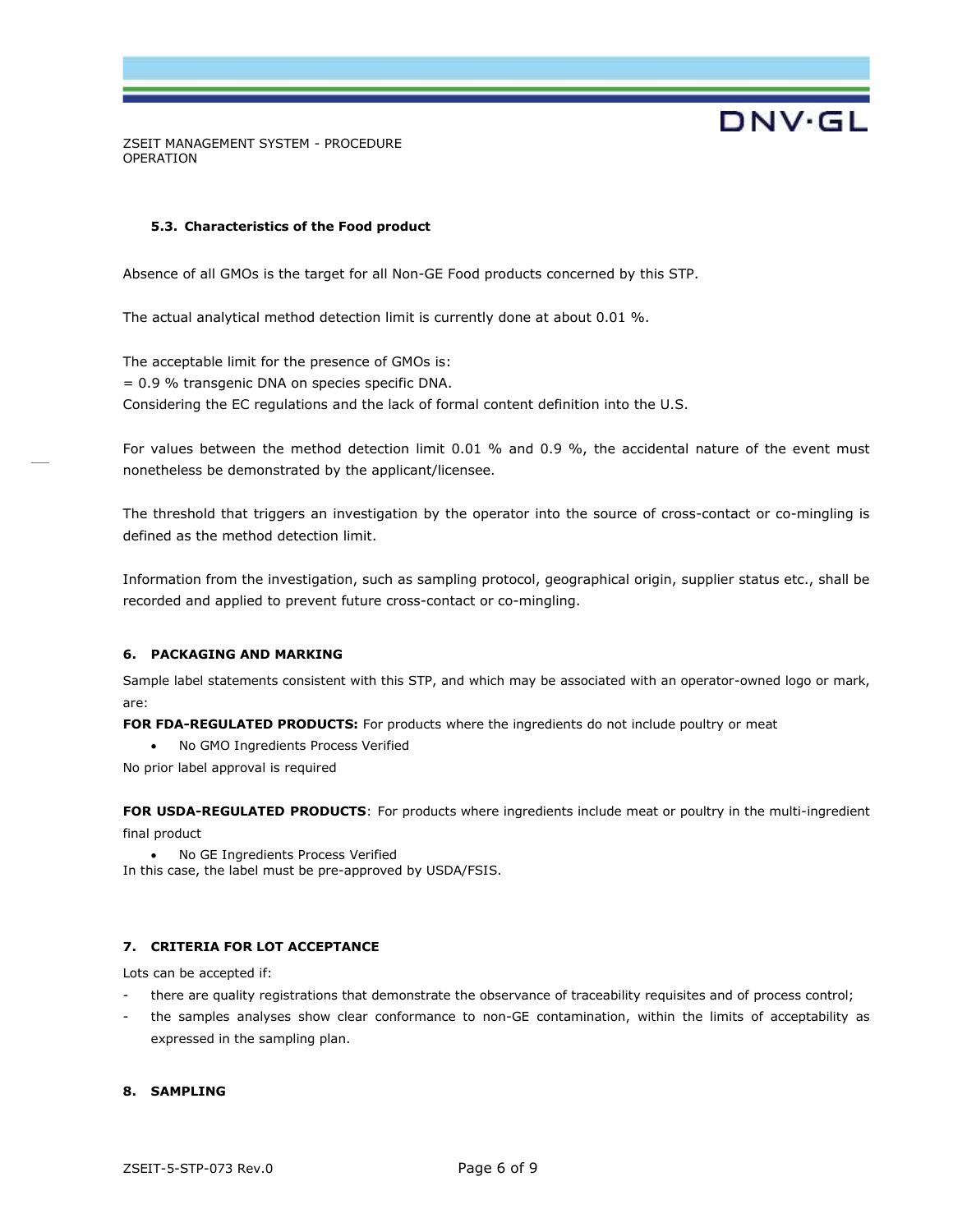### 5.3. Characteristics of the Food product

Absence of all GMOs is the target for all Non-GE Food products concerned by this STP.

The actual analytical method detection limit is currently done at about 0.01 %.

The acceptable limit for the presence of GMOs is:
= 0.9 % transgenic DNA on species specific DNA.
Considering the EC regulations and the lack of formal content definition into the U.S.

For values between the method detection limit 0.01 % and 0.9 %, the accidental nature of the event must nonetheless be demonstrated by the applicant/licensee.

The threshold that triggers an investigation by the operator into the source of cross-contact or co-mingling is defined as the method detection limit.

Information from the investigation, such as sampling protocol, geographical origin, supplier status etc., shall be recorded and applied to prevent future cross-contact or co-mingling.

## 6. PACKAGING AND MARKING

Sample label statements consistent with this STP, and which may be associated with an operator-owned logo or mark, are:

**FOR FDA-REGULATED PRODUCTS:** For products where the ingredients do not include poultry or meat

- No GMO Ingredients Process Verified

No prior label approval is required

**FOR USDA-REGULATED PRODUCTS**: For products where ingredients include meat or poultry in the multi-ingredient final product

- No GE Ingredients Process Verified

In this case, the label must be pre-approved by USDA/FSIS.

## 7. CRITERIA FOR LOT ACCEPTANCE

Lots can be accepted if:

- there are quality registrations that demonstrate the observance of traceability requisites and of process control;
- the samples analyses show clear conformance to non-GE contamination, within the limits of acceptability as expressed in the sampling plan.

## 8. SAMPLING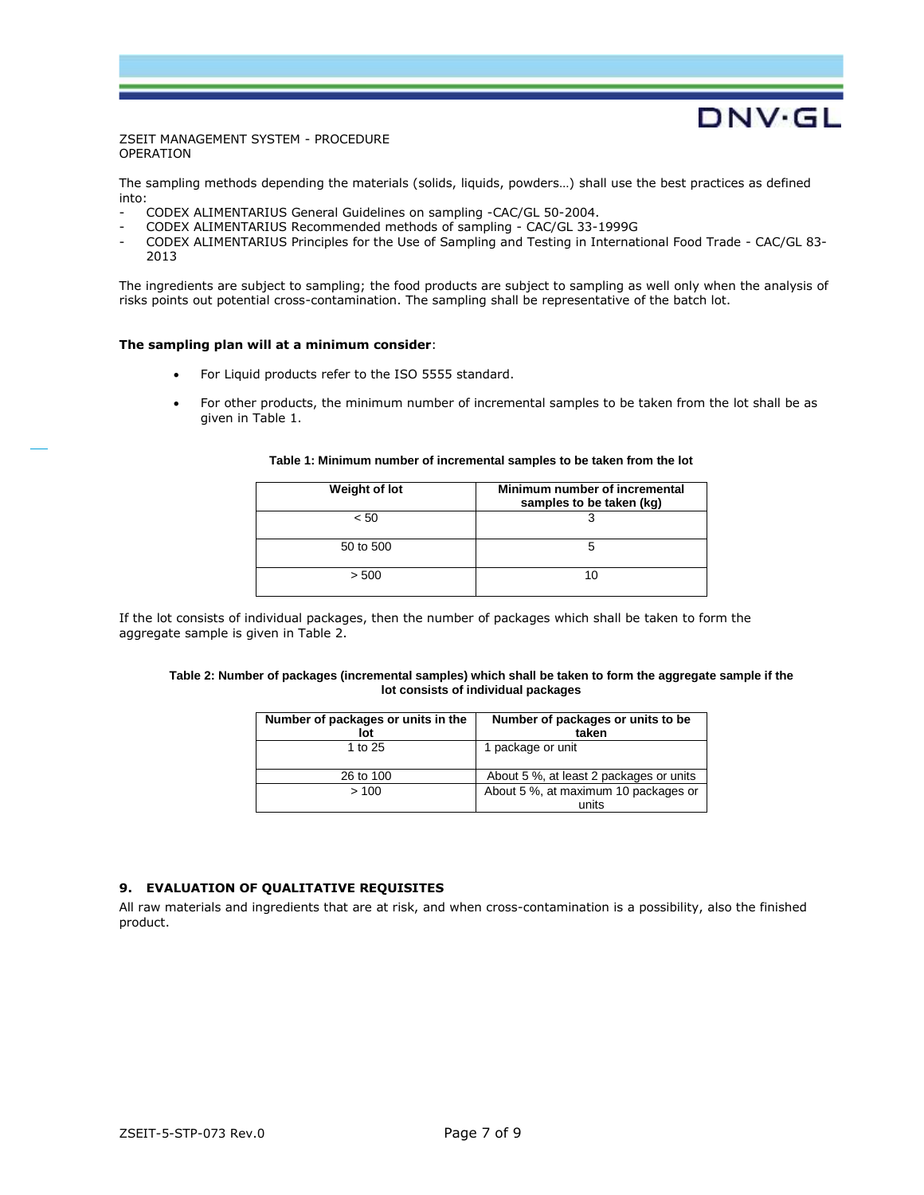The sampling methods depending the materials (solids, liquids, powders…) shall use the best practices as defined into:

- CODEX ALIMENTARIUS General Guidelines on sampling -CAC/GL 50-2004.
- CODEX ALIMENTARIUS Recommended methods of sampling - CAC/GL 33-1999G
- CODEX ALIMENTARIUS Principles for the Use of Sampling and Testing in International Food Trade - CAC/GL 83-2013

The ingredients are subject to sampling; the food products are subject to sampling as well only when the analysis of risks points out potential cross-contamination. The sampling shall be representative of the batch lot.

**The sampling plan will at a minimum consider**:

- For Liquid products refer to the ISO 5555 standard.
- For other products, the minimum number of incremental samples to be taken from the lot shall be as given in Table 1.

**Table 1: Minimum number of incremental samples to be taken from the lot**

| Weight of lot | Minimum number of incremental samples to be taken (kg) |
| --- | --- |
| < 50 | 3 |
| 50 to 500 | 5 |
| > 500 | 10 |

If the lot consists of individual packages, then the number of packages which shall be taken to form the aggregate sample is given in Table 2.

**Table 2: Number of packages (incremental samples) which shall be taken to form the aggregate sample if the lot consists of individual packages**

| Number of packages or units in the lot | Number of packages or units to be taken |
| --- | --- |
| 1 to 25 | 1 package or unit |
| 26 to 100 | About 5 %, at least 2 packages or units |
| > 100 | About 5 %, at maximum 10 packages or units |

## 9. EVALUATION OF QUALITATIVE REQUISITES

All raw materials and ingredients that are at risk, and when cross-contamination is a possibility, also the finished product.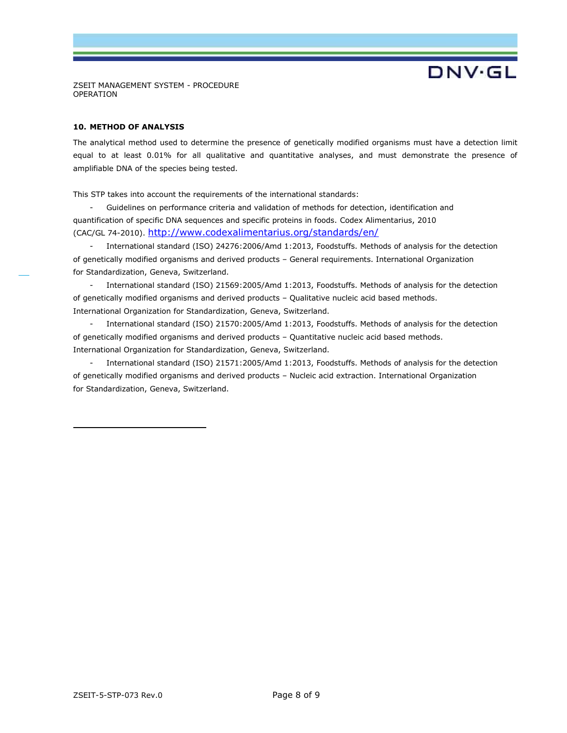## 10. METHOD OF ANALYSIS

The analytical method used to determine the presence of genetically modified organisms must have a detection limit equal to at least 0.01% for all qualitative and quantitative analyses, and must demonstrate the presence of amplifiable DNA of the species being tested.

This STP takes into account the requirements of the international standards:

- Guidelines on performance criteria and validation of methods for detection, identification and quantification of specific DNA sequences and specific proteins in foods. Codex Alimentarius, 2010 (CAC/GL 74-2010). http://www.codexalimentarius.org/standards/en/
- International standard (ISO) 24276:2006/Amd 1:2013, Foodstuffs. Methods of analysis for the detection of genetically modified organisms and derived products – General requirements. International Organization for Standardization, Geneva, Switzerland.
- International standard (ISO) 21569:2005/Amd 1:2013, Foodstuffs. Methods of analysis for the detection of genetically modified organisms and derived products – Qualitative nucleic acid based methods. International Organization for Standardization, Geneva, Switzerland.
- International standard (ISO) 21570:2005/Amd 1:2013, Foodstuffs. Methods of analysis for the detection of genetically modified organisms and derived products – Quantitative nucleic acid based methods. International Organization for Standardization, Geneva, Switzerland.
- International standard (ISO) 21571:2005/Amd 1:2013, Foodstuffs. Methods of analysis for the detection of genetically modified organisms and derived products – Nucleic acid extraction. International Organization for Standardization, Geneva, Switzerland.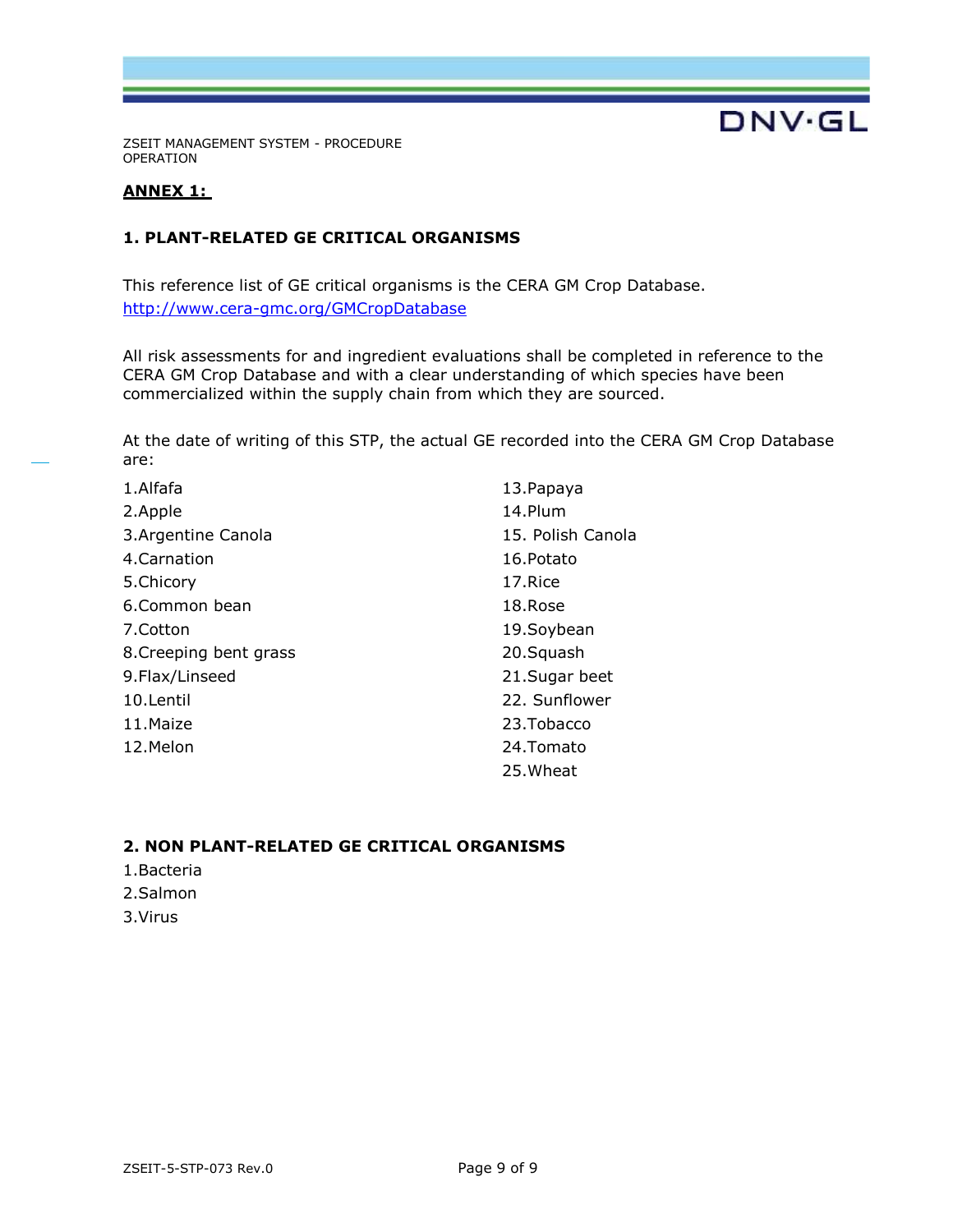ZSEIT MANAGEMENT SYSTEM - PROCEDURE
OPERATION

**ANNEX 1:**

### 1. PLANT-RELATED GE CRITICAL ORGANISMS

This reference list of GE critical organisms is the CERA GM Crop Database.
http://www.cera-gmc.org/GMCropDatabase

All risk assessments for and ingredient evaluations shall be completed in reference to the CERA GM Crop Database and with a clear understanding of which species have been commercialized within the supply chain from which they are sourced.

At the date of writing of this STP, the actual GE recorded into the CERA GM Crop Database are:

1.Alfafa
2.Apple
3.Argentine Canola
4.Carnation
5.Chicory
6.Common bean
7.Cotton
8.Creeping bent grass
9.Flax/Linseed
10.Lentil
11.Maize
12.Melon
13.Papaya
14.Plum
15. Polish Canola
16.Potato
17.Rice
18.Rose
19.Soybean
20.Squash
21.Sugar beet
22. Sunflower
23.Tobacco
24.Tomato
25.Wheat

### 2. NON PLANT-RELATED GE CRITICAL ORGANISMS

1.Bacteria
2.Salmon
3.Virus